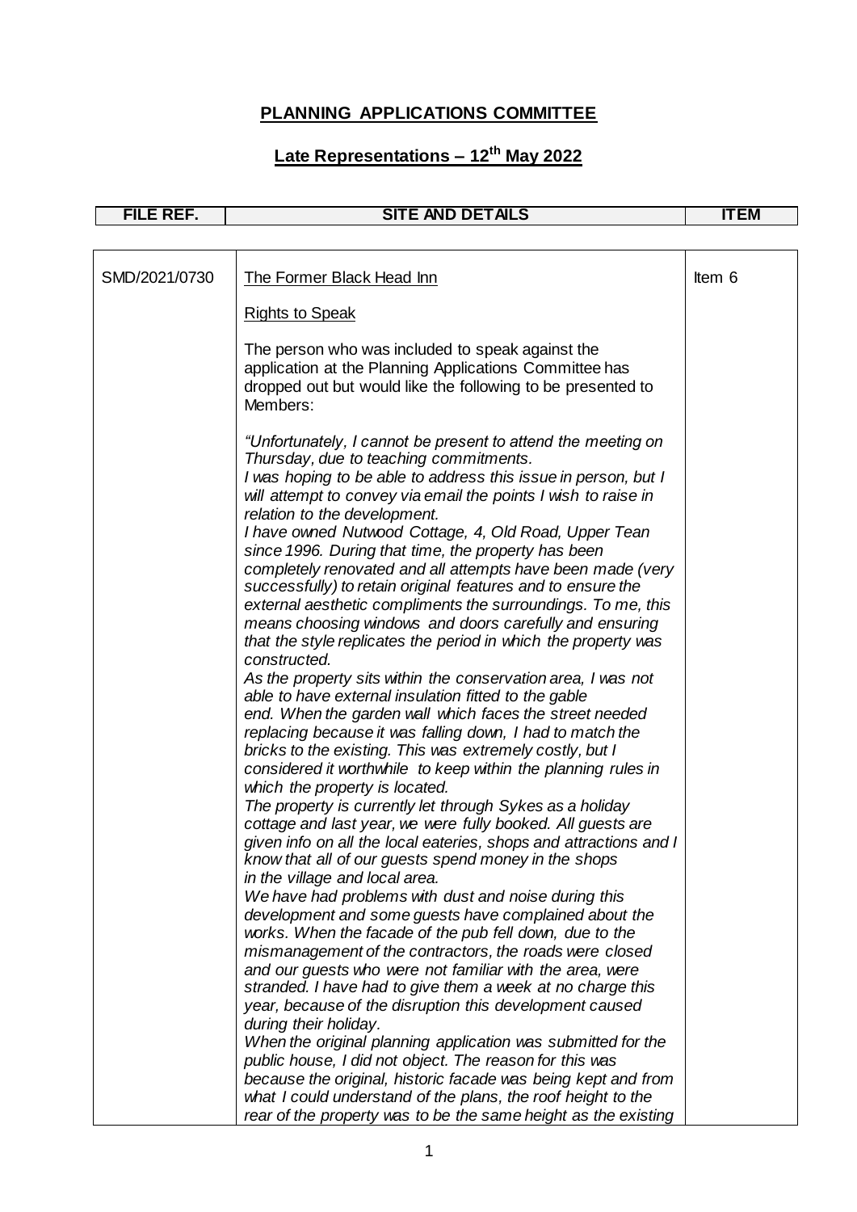# PLANNING APPLICATIONS COMMITTEE

## Late Representations – 12th May 2022

| FILE REF. | SITE AND DETAILS | ITEM |
| --- | --- | --- |
| SMD/2021/0730 | The Former Black Head Inn<br><br>Rights to Speak<br><br>The person who was included to speak against the application at the Planning Applications Committee has dropped out but would like the following to be presented to Members:<br><br>*"Unfortunately, I cannot be present to attend the meeting on Thursday, due to teaching commitments.*<br>*I was hoping to be able to address this issue in person, but I will attempt to convey via email the points I wish to raise in relation to the development.*<br>*I have owned Nutwood Cottage, 4, Old Road, Upper Tean since 1996. During that time, the property has been completely renovated and all attempts have been made (very successfully) to retain original features and to ensure the external aesthetic compliments the surroundings. To me, this means choosing windows and doors carefully and ensuring that the style replicates the period in which the property was constructed.*<br>*As the property sits within the conservation area, I was not able to have external insulation fitted to the gable end. When the garden wall which faces the street needed replacing because it was falling down, I had to match the bricks to the existing. This was extremely costly, but I considered it worthwhile to keep within the planning rules in which the property is located.*<br>*The property is currently let through Sykes as a holiday cottage and last year, we were fully booked. All guests are given info on all the local eateries, shops and attractions and I know that all of our guests spend money in the shops in the village and local area.*<br>*We have had problems with dust and noise during this development and some guests have complained about the works. When the facade of the pub fell down, due to the mismanagement of the contractors, the roads were closed and our guests who were not familiar with the area, were stranded. I have had to give them a week at no charge this year, because of the disruption this development caused during their holiday.*<br>*When the original planning application was submitted for the public house, I did not object. The reason for this was because the original, historic facade was being kept and from what I could understand of the plans, the roof height to the rear of the property was to be the same height as the existing* | Item 6 |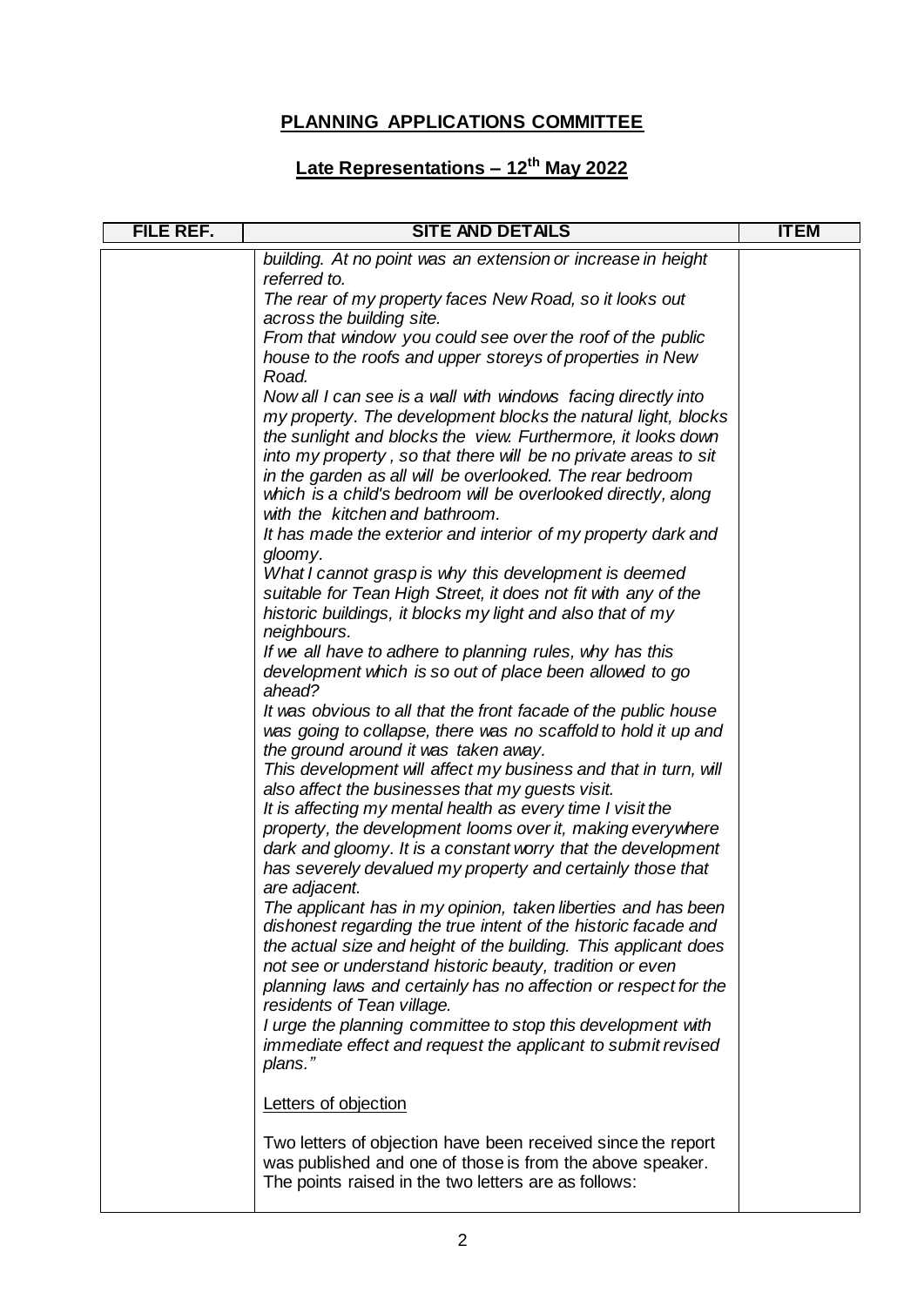## PLANNING APPLICATIONS COMMITTEE

## Late Representations – 12th May 2022

| FILE REF. | SITE AND DETAILS | ITEM |
| --- | --- | --- |
| | *building. At no point was an extension or increase in height referred to.*<br>*The rear of my property faces New Road, so it looks out across the building site.*<br>*From that window you could see over the roof of the public house to the roofs and upper storeys of properties in New Road.*<br>*Now all I can see is a wall with windows facing directly into my property. The development blocks the natural light, blocks the sunlight and blocks the view. Furthermore, it looks down into my property , so that there will be no private areas to sit in the garden as all will be overlooked. The rear bedroom which is a child's bedroom will be overlooked directly, along with the kitchen and bathroom.*<br>*It has made the exterior and interior of my property dark and gloomy.*<br>*What I cannot grasp is why this development is deemed suitable for Tean High Street, it does not fit with any of the historic buildings, it blocks my light and also that of my neighbours.*<br>*If we all have to adhere to planning rules, why has this development which is so out of place been allowed to go ahead?*<br>*It was obvious to all that the front facade of the public house was going to collapse, there was no scaffold to hold it up and the ground around it was taken away.*<br>*This development will affect my business and that in turn, will also affect the businesses that my guests visit.*<br>*It is affecting my mental health as every time I visit the property, the development looms over it, making everywhere dark and gloomy. It is a constant worry that the development has severely devalued my property and certainly those that are adjacent.*<br>*The applicant has in my opinion, taken liberties and has been dishonest regarding the true intent of the historic facade and the actual size and height of the building. This applicant does not see or understand historic beauty, tradition or even planning laws and certainly has no affection or respect for the residents of Tean village.*<br>*I urge the planning committee to stop this development with immediate effect and request the applicant to submit revised plans."*<br><br><u>Letters of objection</u><br><br>Two letters of objection have been received since the report was published and one of those is from the above speaker. The points raised in the two letters are as follows: | |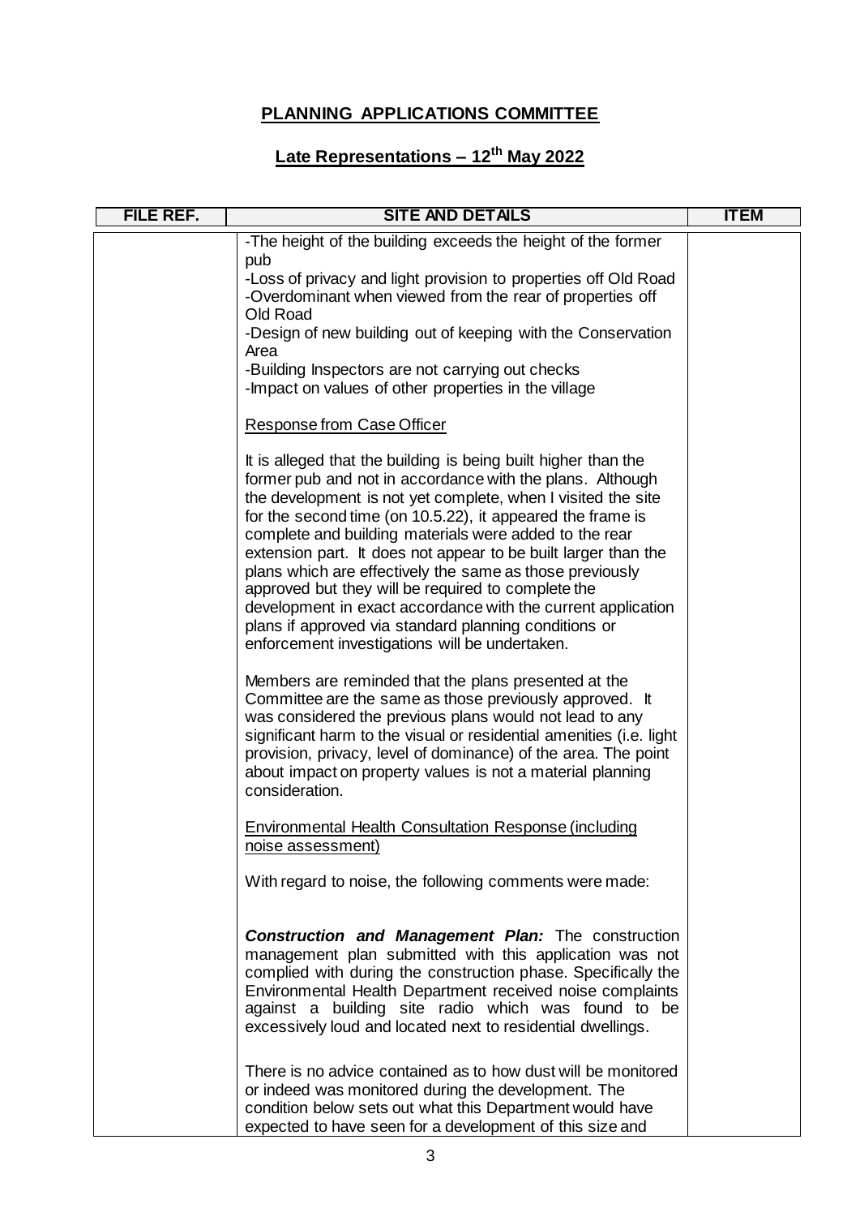**PLANNING APPLICATIONS COMMITTEE**

**Late Representations – 12th May 2022**

| FILE REF. | SITE AND DETAILS | ITEM |
|---|---|---|
| | -The height of the building exceeds the height of the former pub<br>-Loss of privacy and light provision to properties off Old Road<br>-Overdominant when viewed from the rear of properties off Old Road<br>-Design of new building out of keeping with the Conservation Area<br>-Building Inspectors are not carrying out checks<br>-Impact on values of other properties in the village<br><br><u>Response from Case Officer</u><br><br>It is alleged that the building is being built higher than the former pub and not in accordance with the plans. Although the development is not yet complete, when I visited the site for the second time (on 10.5.22), it appeared the frame is complete and building materials were added to the rear extension part. It does not appear to be built larger than the plans which are effectively the same as those previously approved but they will be required to complete the development in exact accordance with the current application plans if approved via standard planning conditions or enforcement investigations will be undertaken.<br><br>Members are reminded that the plans presented at the Committee are the same as those previously approved. It was considered the previous plans would not lead to any significant harm to the visual or residential amenities (i.e. light provision, privacy, level of dominance) of the area. The point about impact on property values is not a material planning consideration.<br><br><u>Environmental Health Consultation Response (including noise assessment)</u><br><br>With regard to noise, the following comments were made:<br><br>***Construction and Management Plan:*** The construction management plan submitted with this application was not complied with during the construction phase. Specifically the Environmental Health Department received noise complaints against a building site radio which was found to be excessively loud and located next to residential dwellings.<br><br>There is no advice contained as to how dust will be monitored or indeed was monitored during the development. The condition below sets out what this Department would have expected to have seen for a development of this size and | |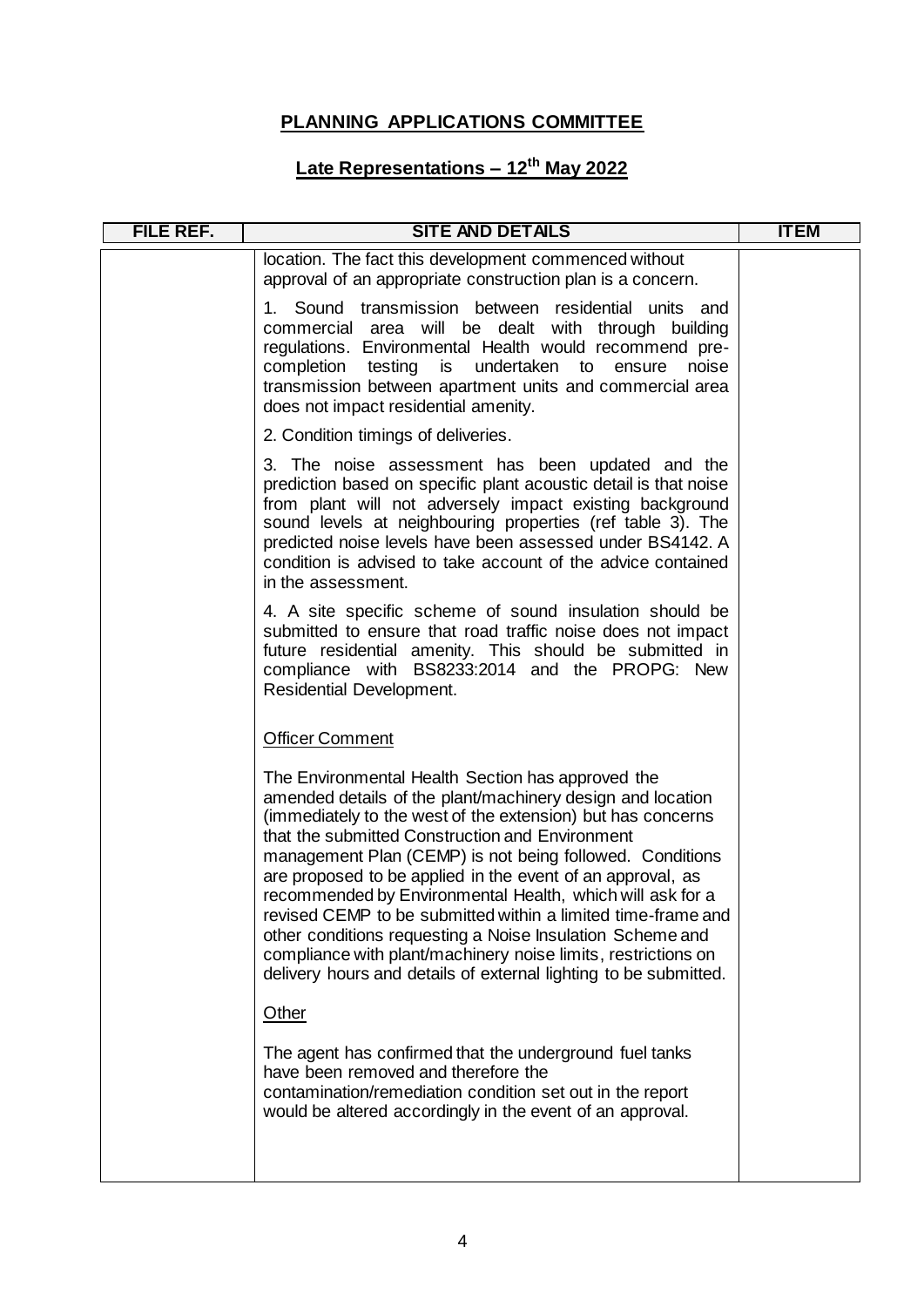## PLANNING APPLICATIONS COMMITTEE

## Late Representations – 12th May 2022

| FILE REF. | SITE AND DETAILS | ITEM |
|---|---|---|
| | location. The fact this development commenced without approval of an appropriate construction plan is a concern.<br><br>1. Sound transmission between residential units and commercial area will be dealt with through building regulations. Environmental Health would recommend pre-completion testing is undertaken to ensure noise transmission between apartment units and commercial area does not impact residential amenity.<br><br>2. Condition timings of deliveries.<br><br>3. The noise assessment has been updated and the prediction based on specific plant acoustic detail is that noise from plant will not adversely impact existing background sound levels at neighbouring properties (ref table 3). The predicted noise levels have been assessed under BS4142. A condition is advised to take account of the advice contained in the assessment.<br><br>4. A site specific scheme of sound insulation should be submitted to ensure that road traffic noise does not impact future residential amenity. This should be submitted in compliance with BS8233:2014 and the PROPG: New Residential Development.<br><br>Officer Comment<br><br>The Environmental Health Section has approved the amended details of the plant/machinery design and location (immediately to the west of the extension) but has concerns that the submitted Construction and Environment management Plan (CEMP) is not being followed. Conditions are proposed to be applied in the event of an approval, as recommended by Environmental Health, which will ask for a revised CEMP to be submitted within a limited time-frame and other conditions requesting a Noise Insulation Scheme and compliance with plant/machinery noise limits, restrictions on delivery hours and details of external lighting to be submitted.<br><br>Other<br><br>The agent has confirmed that the underground fuel tanks have been removed and therefore the contamination/remediation condition set out in the report would be altered accordingly in the event of an approval. | |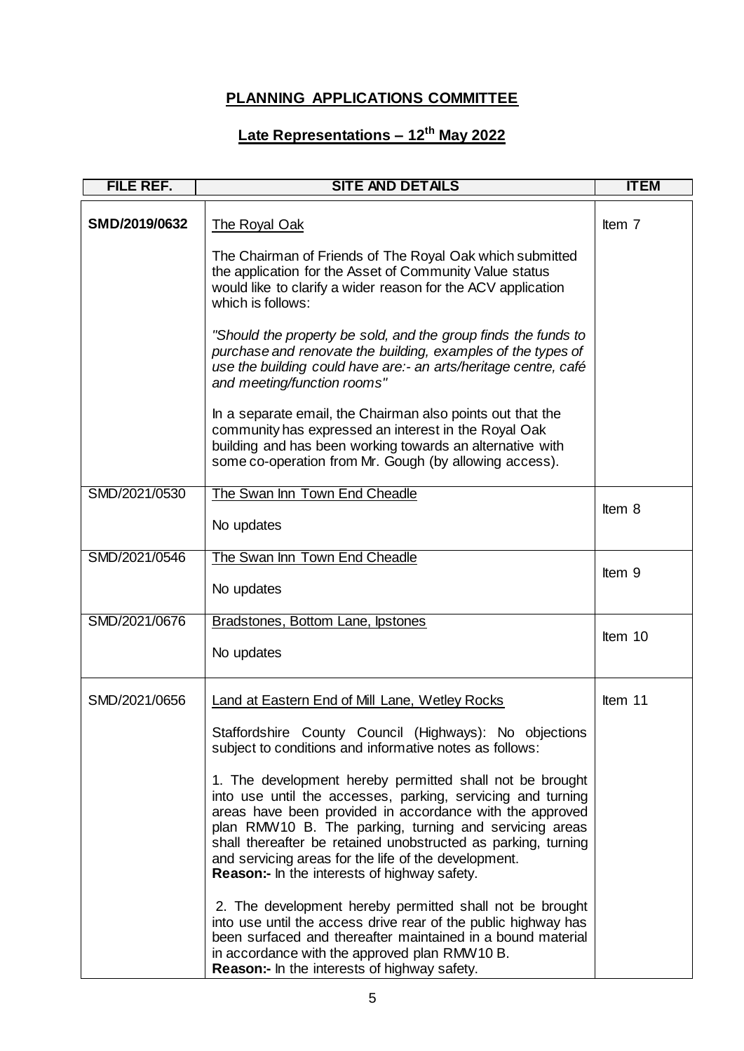# PLANNING APPLICATIONS COMMITTEE

## Late Representations – 12th May 2022

| FILE REF. | SITE AND DETAILS | ITEM |
|---|---|---|
| **SMD/2019/0632** | The Royal Oak<br><br>The Chairman of Friends of The Royal Oak which submitted the application for the Asset of Community Value status would like to clarify a wider reason for the ACV application which is follows:<br><br>*"Should the property be sold, and the group finds the funds to purchase and renovate the building, examples of the types of use the building could have are:- an arts/heritage centre, café and meeting/function rooms"*<br><br>In a separate email, the Chairman also points out that the community has expressed an interest in the Royal Oak building and has been working towards an alternative with some co-operation from Mr. Gough (by allowing access). | Item 7 |
| SMD/2021/0530 | The Swan Inn Town End Cheadle<br><br>No updates | Item 8 |
| SMD/2021/0546 | The Swan Inn Town End Cheadle<br><br>No updates | Item 9 |
| SMD/2021/0676 | Bradstones, Bottom Lane, Ipstones<br><br>No updates | Item 10 |
| SMD/2021/0656 | Land at Eastern End of Mill Lane, Wetley Rocks<br><br>Staffordshire County Council (Highways): No objections subject to conditions and informative notes as follows:<br><br>1. The development hereby permitted shall not be brought into use until the accesses, parking, servicing and turning areas have been provided in accordance with the approved plan RMW10 B. The parking, turning and servicing areas shall thereafter be retained unobstructed as parking, turning and servicing areas for the life of the development.<br>**Reason:-** In the interests of highway safety.<br><br>2. The development hereby permitted shall not be brought into use until the access drive rear of the public highway has been surfaced and thereafter maintained in a bound material in accordance with the approved plan RMW10 B.<br>**Reason:-** In the interests of highway safety. | Item 11 |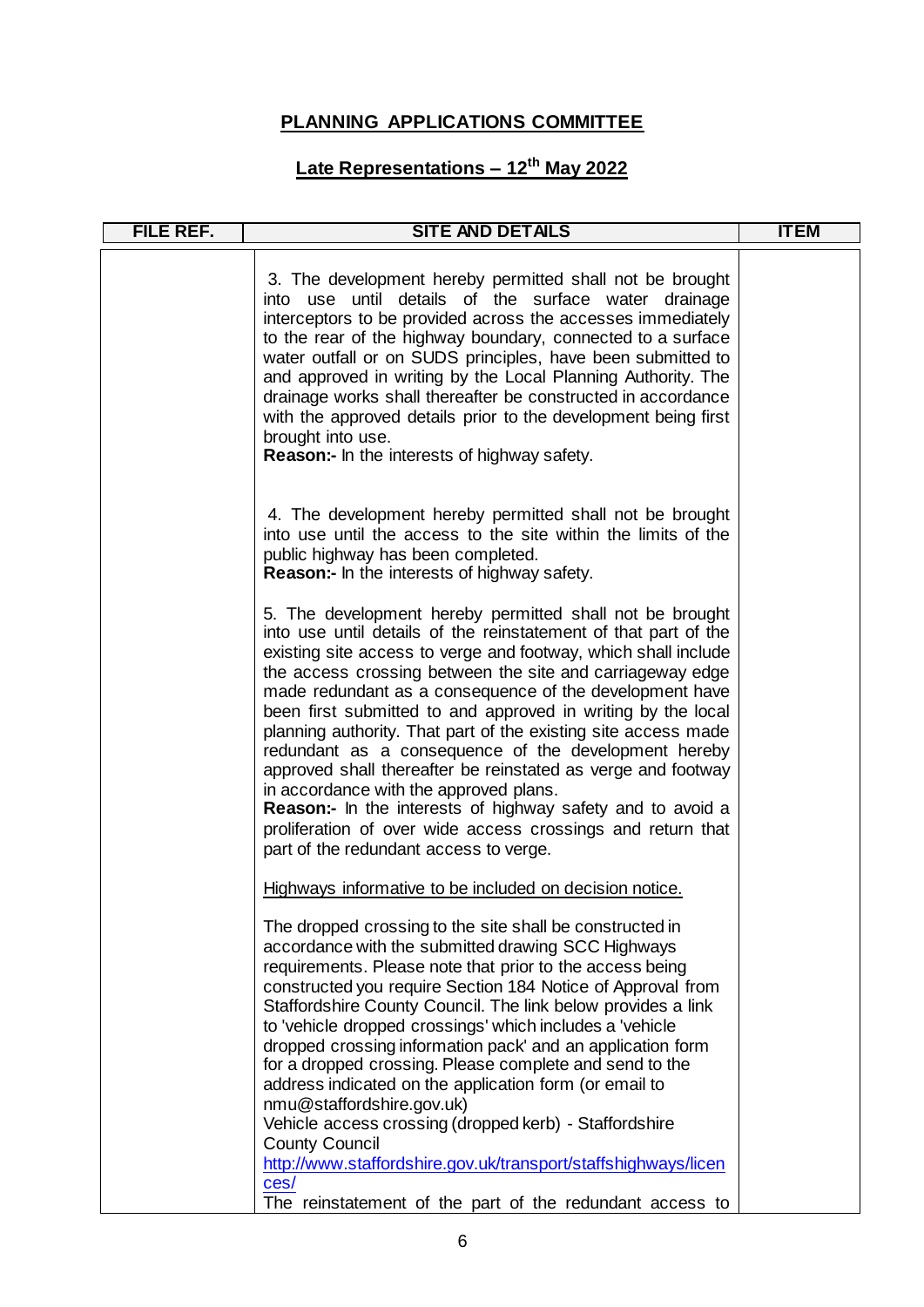# PLANNING APPLICATIONS COMMITTEE

## Late Representations – 12th May 2022

| FILE REF. | SITE AND DETAILS | ITEM |
|---|---|---|
| | 3. The development hereby permitted shall not be brought into use until details of the surface water drainage interceptors to be provided across the accesses immediately to the rear of the highway boundary, connected to a surface water outfall or on SUDS principles, have been submitted to and approved in writing by the Local Planning Authority. The drainage works shall thereafter be constructed in accordance with the approved details prior to the development being first brought into use.<br>**Reason:-** In the interests of highway safety.<br><br>4. The development hereby permitted shall not be brought into use until the access to the site within the limits of the public highway has been completed.<br>**Reason:-** In the interests of highway safety.<br><br>5. The development hereby permitted shall not be brought into use until details of the reinstatement of that part of the existing site access to verge and footway, which shall include the access crossing between the site and carriageway edge made redundant as a consequence of the development have been first submitted to and approved in writing by the local planning authority. That part of the existing site access made redundant as a consequence of the development hereby approved shall thereafter be reinstated as verge and footway in accordance with the approved plans.<br>**Reason:-** In the interests of highway safety and to avoid a proliferation of over wide access crossings and return that part of the redundant access to verge.<br><br>Highways informative to be included on decision notice.<br><br>The dropped crossing to the site shall be constructed in accordance with the submitted drawing SCC Highways requirements. Please note that prior to the access being constructed you require Section 184 Notice of Approval from Staffordshire County Council. The link below provides a link to 'vehicle dropped crossings' which includes a 'vehicle dropped crossing information pack' and an application form for a dropped crossing. Please complete and send to the address indicated on the application form (or email to nmu@staffordshire.gov.uk)<br>Vehicle access crossing (dropped kerb) - Staffordshire County Council<br>http://www.staffordshire.gov.uk/transport/staffshighways/licences/<br>The reinstatement of the part of the redundant access to | |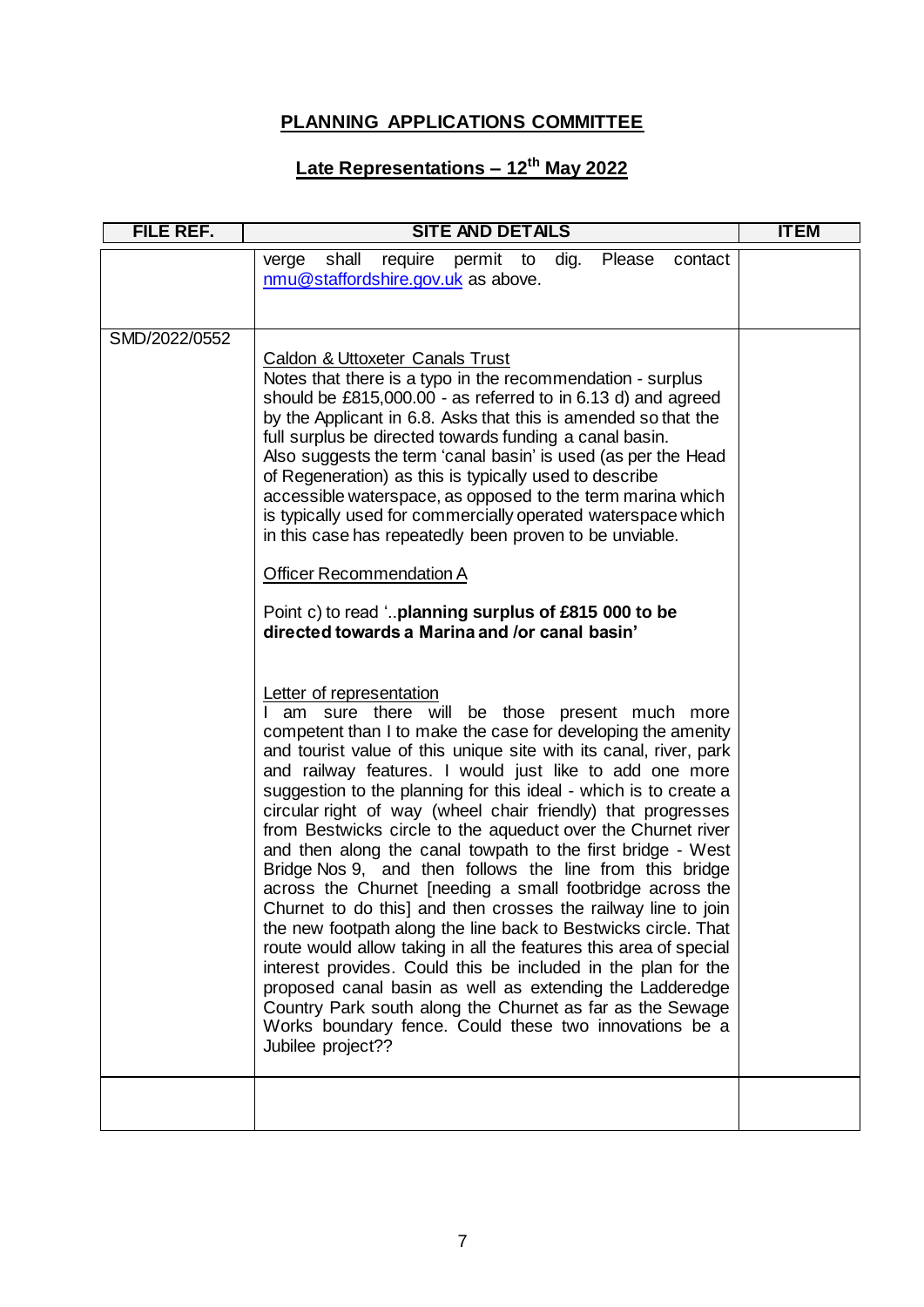# PLANNING APPLICATIONS COMMITTEE

## Late Representations – 12th May 2022

| FILE REF. | SITE AND DETAILS | ITEM |
|---|---|---|
| | verge shall require permit to dig. Please contact nmu@staffordshire.gov.uk as above. | |
| SMD/2022/0552 | Caldon & Uttoxeter Canals Trust<br>Notes that there is a typo in the recommendation - surplus should be £815,000.00 - as referred to in 6.13 d) and agreed by the Applicant in 6.8. Asks that this is amended so that the full surplus be directed towards funding a canal basin.<br>Also suggests the term 'canal basin' is used (as per the Head of Regeneration) as this is typically used to describe accessible waterspace, as opposed to the term marina which is typically used for commercially operated waterspace which in this case has repeatedly been proven to be unviable.<br><br>Officer Recommendation A<br><br>Point c) to read '..**planning surplus of £815 000 to be directed towards a Marina and /or canal basin'**<br><br>Letter of representation<br>I am sure there will be those present much more competent than I to make the case for developing the amenity and tourist value of this unique site with its canal, river, park and railway features. I would just like to add one more suggestion to the planning for this ideal - which is to create a circular right of way (wheel chair friendly) that progresses from Bestwicks circle to the aqueduct over the Churnet river and then along the canal towpath to the first bridge - West Bridge Nos 9, and then follows the line from this bridge across the Churnet [needing a small footbridge across the Churnet to do this] and then crosses the railway line to join the new footpath along the line back to Bestwicks circle. That route would allow taking in all the features this area of special interest provides. Could this be included in the plan for the proposed canal basin as well as extending the Ladderedge Country Park south along the Churnet as far as the Sewage Works boundary fence. Could these two innovations be a Jubilee project?? | |
| | | |